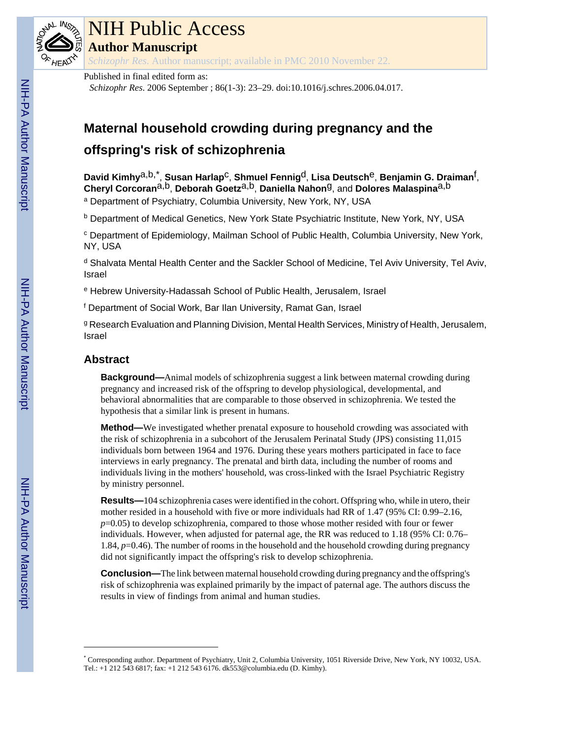# NIH Public Access

## Author Manuscript

*Schizophr Res*. Author manuscript; available in PMC 2010 November 22.

Published in final edited form as:

*Schizophr Res*. 2006 September ; 86(1-3): 23–29. doi:10.1016/j.schres.2006.04.017.

# Maternal household crowding during pregnancy and the offspring's risk of schizophrenia

**David Kimhy**[a,b,*], **Susan Harlap**[c], **Shmuel Fennig**[d], **Lisa Deutsch**[e], **Benjamin G. Draiman**[f], **Cheryl Corcoran**[a,b], **Deborah Goetz**[a,b], **Daniella Nahon**[g], and **Dolores Malaspina**[a,b]

[a] Department of Psychiatry, Columbia University, New York, NY, USA

[b] Department of Medical Genetics, New York State Psychiatric Institute, New York, NY, USA

[c] Department of Epidemiology, Mailman School of Public Health, Columbia University, New York, NY, USA

[d] Shalvata Mental Health Center and the Sackler School of Medicine, Tel Aviv University, Tel Aviv, Israel

[e] Hebrew University-Hadassah School of Public Health, Jerusalem, Israel

[f] Department of Social Work, Bar Ilan University, Ramat Gan, Israel

[g] Research Evaluation and Planning Division, Mental Health Services, Ministry of Health, Jerusalem, Israel

## Abstract

**Background—**Animal models of schizophrenia suggest a link between maternal crowding during pregnancy and increased risk of the offspring to develop physiological, developmental, and behavioral abnormalities that are comparable to those observed in schizophrenia. We tested the hypothesis that a similar link is present in humans.

**Method—**We investigated whether prenatal exposure to household crowding was associated with the risk of schizophrenia in a subcohort of the Jerusalem Perinatal Study (JPS) consisting 11,015 individuals born between 1964 and 1976. During these years mothers participated in face to face interviews in early pregnancy. The prenatal and birth data, including the number of rooms and individuals living in the mothers' household, was cross-linked with the Israel Psychiatric Registry by ministry personnel.

**Results—**104 schizophrenia cases were identified in the cohort. Offspring who, while in utero, their mother resided in a household with five or more individuals had RR of 1.47 (95% CI: 0.99–2.16, $p$=0.05) to develop schizophrenia, compared to those whose mother resided with four or fewer individuals. However, when adjusted for paternal age, the RR was reduced to 1.18 (95% CI: 0.76–1.84, $p$=0.46). The number of rooms in the household and the household crowding during pregnancy did not significantly impact the offspring's risk to develop schizophrenia.

**Conclusion—**The link between maternal household crowding during pregnancy and the offspring's risk of schizophrenia was explained primarily by the impact of paternal age. The authors discuss the results in view of findings from animal and human studies.

---

* Corresponding author. Department of Psychiatry, Unit 2, Columbia University, 1051 Riverside Drive, New York, NY 10032, USA. Tel.: +1 212 543 6817; fax: +1 212 543 6176. dk553@columbia.edu (D. Kimhy).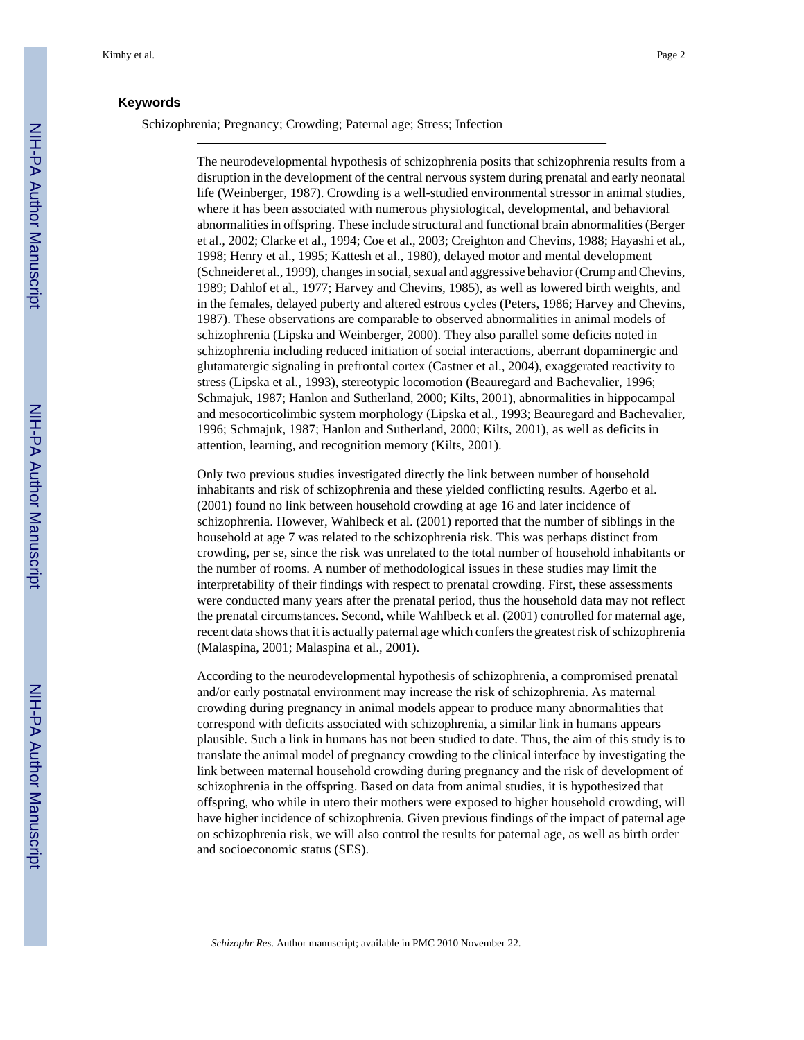### Keywords

Schizophrenia; Pregnancy; Crowding; Paternal age; Stress; Infection

---

The neurodevelopmental hypothesis of schizophrenia posits that schizophrenia results from a disruption in the development of the central nervous system during prenatal and early neonatal life (Weinberger, 1987). Crowding is a well-studied environmental stressor in animal studies, where it has been associated with numerous physiological, developmental, and behavioral abnormalities in offspring. These include structural and functional brain abnormalities (Berger et al., 2002; Clarke et al., 1994; Coe et al., 2003; Creighton and Chevins, 1988; Hayashi et al., 1998; Henry et al., 1995; Kattesh et al., 1980), delayed motor and mental development (Schneider et al., 1999), changes in social, sexual and aggressive behavior (Crump and Chevins, 1989; Dahlof et al., 1977; Harvey and Chevins, 1985), as well as lowered birth weights, and in the females, delayed puberty and altered estrous cycles (Peters, 1986; Harvey and Chevins, 1987). These observations are comparable to observed abnormalities in animal models of schizophrenia (Lipska and Weinberger, 2000). They also parallel some deficits noted in schizophrenia including reduced initiation of social interactions, aberrant dopaminergic and glutamatergic signaling in prefrontal cortex (Castner et al., 2004), exaggerated reactivity to stress (Lipska et al., 1993), stereotypic locomotion (Beauregard and Bachevalier, 1996; Schmajuk, 1987; Hanlon and Sutherland, 2000; Kilts, 2001), abnormalities in hippocampal and mesocorticolimbic system morphology (Lipska et al., 1993; Beauregard and Bachevalier, 1996; Schmajuk, 1987; Hanlon and Sutherland, 2000; Kilts, 2001), as well as deficits in attention, learning, and recognition memory (Kilts, 2001).

Only two previous studies investigated directly the link between number of household inhabitants and risk of schizophrenia and these yielded conflicting results. Agerbo et al. (2001) found no link between household crowding at age 16 and later incidence of schizophrenia. However, Wahlbeck et al. (2001) reported that the number of siblings in the household at age 7 was related to the schizophrenia risk. This was perhaps distinct from crowding, per se, since the risk was unrelated to the total number of household inhabitants or the number of rooms. A number of methodological issues in these studies may limit the interpretability of their findings with respect to prenatal crowding. First, these assessments were conducted many years after the prenatal period, thus the household data may not reflect the prenatal circumstances. Second, while Wahlbeck et al. (2001) controlled for maternal age, recent data shows that it is actually paternal age which confers the greatest risk of schizophrenia (Malaspina, 2001; Malaspina et al., 2001).

According to the neurodevelopmental hypothesis of schizophrenia, a compromised prenatal and/or early postnatal environment may increase the risk of schizophrenia. As maternal crowding during pregnancy in animal models appear to produce many abnormalities that correspond with deficits associated with schizophrenia, a similar link in humans appears plausible. Such a link in humans has not been studied to date. Thus, the aim of this study is to translate the animal model of pregnancy crowding to the clinical interface by investigating the link between maternal household crowding during pregnancy and the risk of development of schizophrenia in the offspring. Based on data from animal studies, it is hypothesized that offspring, who while in utero their mothers were exposed to higher household crowding, will have higher incidence of schizophrenia. Given previous findings of the impact of paternal age on schizophrenia risk, we will also control the results for paternal age, as well as birth order and socioeconomic status (SES).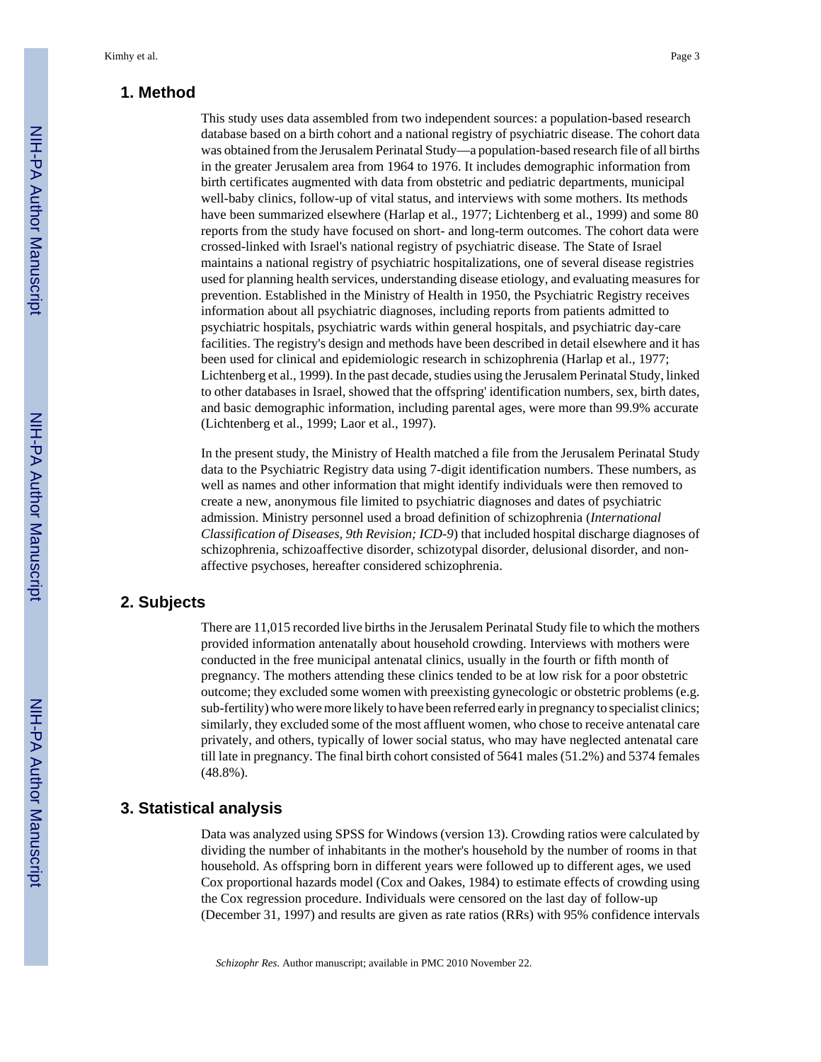## 1. Method

This study uses data assembled from two independent sources: a population-based research database based on a birth cohort and a national registry of psychiatric disease. The cohort data was obtained from the Jerusalem Perinatal Study—a population-based research file of all births in the greater Jerusalem area from 1964 to 1976. It includes demographic information from birth certificates augmented with data from obstetric and pediatric departments, municipal well-baby clinics, follow-up of vital status, and interviews with some mothers. Its methods have been summarized elsewhere (Harlap et al., 1977; Lichtenberg et al., 1999) and some 80 reports from the study have focused on short- and long-term outcomes. The cohort data were crossed-linked with Israel's national registry of psychiatric disease. The State of Israel maintains a national registry of psychiatric hospitalizations, one of several disease registries used for planning health services, understanding disease etiology, and evaluating measures for prevention. Established in the Ministry of Health in 1950, the Psychiatric Registry receives information about all psychiatric diagnoses, including reports from patients admitted to psychiatric hospitals, psychiatric wards within general hospitals, and psychiatric day-care facilities. The registry's design and methods have been described in detail elsewhere and it has been used for clinical and epidemiologic research in schizophrenia (Harlap et al., 1977; Lichtenberg et al., 1999). In the past decade, studies using the Jerusalem Perinatal Study, linked to other databases in Israel, showed that the offspring' identification numbers, sex, birth dates, and basic demographic information, including parental ages, were more than 99.9% accurate (Lichtenberg et al., 1999; Laor et al., 1997).

In the present study, the Ministry of Health matched a file from the Jerusalem Perinatal Study data to the Psychiatric Registry data using 7-digit identification numbers. These numbers, as well as names and other information that might identify individuals were then removed to create a new, anonymous file limited to psychiatric diagnoses and dates of psychiatric admission. Ministry personnel used a broad definition of schizophrenia (*International Classification of Diseases, 9th Revision; ICD-9*) that included hospital discharge diagnoses of schizophrenia, schizoaffective disorder, schizotypal disorder, delusional disorder, and non-affective psychoses, hereafter considered schizophrenia.

## 2. Subjects

There are 11,015 recorded live births in the Jerusalem Perinatal Study file to which the mothers provided information antenatally about household crowding. Interviews with mothers were conducted in the free municipal antenatal clinics, usually in the fourth or fifth month of pregnancy. The mothers attending these clinics tended to be at low risk for a poor obstetric outcome; they excluded some women with preexisting gynecologic or obstetric problems (e.g. sub-fertility) who were more likely to have been referred early in pregnancy to specialist clinics; similarly, they excluded some of the most affluent women, who chose to receive antenatal care privately, and others, typically of lower social status, who may have neglected antenatal care till late in pregnancy. The final birth cohort consisted of 5641 males (51.2%) and 5374 females (48.8%).

## 3. Statistical analysis

Data was analyzed using SPSS for Windows (version 13). Crowding ratios were calculated by dividing the number of inhabitants in the mother's household by the number of rooms in that household. As offspring born in different years were followed up to different ages, we used Cox proportional hazards model (Cox and Oakes, 1984) to estimate effects of crowding using the Cox regression procedure. Individuals were censored on the last day of follow-up (December 31, 1997) and results are given as rate ratios (RRs) with 95% confidence intervals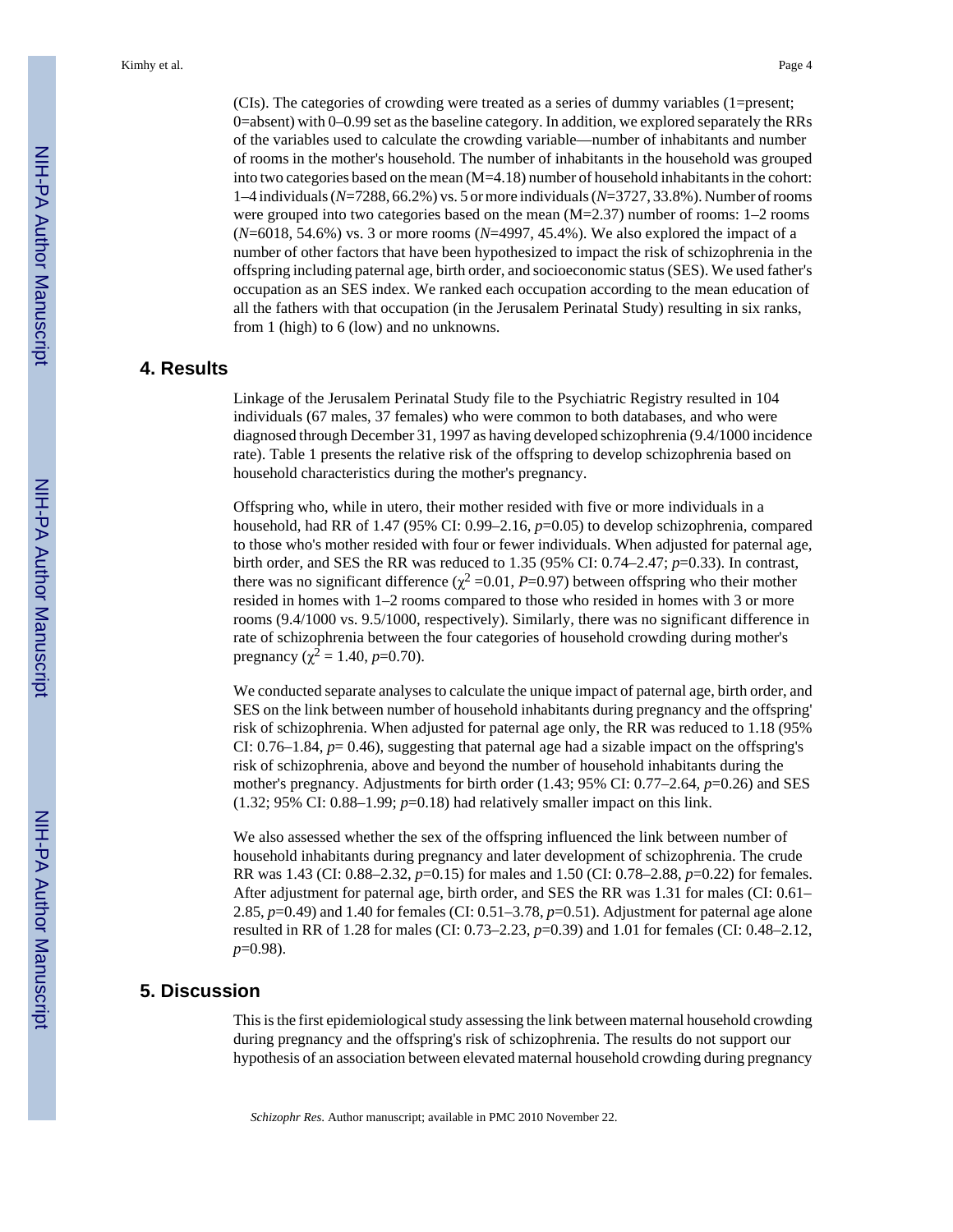(CIs). The categories of crowding were treated as a series of dummy variables (1=present; 0=absent) with 0–0.99 set as the baseline category. In addition, we explored separately the RRs of the variables used to calculate the crowding variable—number of inhabitants and number of rooms in the mother's household. The number of inhabitants in the household was grouped into two categories based on the mean (M=4.18) number of household inhabitants in the cohort: 1–4 individuals (*N*=7288, 66.2%) vs. 5 or more individuals (*N*=3727, 33.8%). Number of rooms were grouped into two categories based on the mean (M=2.37) number of rooms: 1–2 rooms (*N*=6018, 54.6%) vs. 3 or more rooms (*N*=4997, 45.4%). We also explored the impact of a number of other factors that have been hypothesized to impact the risk of schizophrenia in the offspring including paternal age, birth order, and socioeconomic status (SES). We used father's occupation as an SES index. We ranked each occupation according to the mean education of all the fathers with that occupation (in the Jerusalem Perinatal Study) resulting in six ranks, from 1 (high) to 6 (low) and no unknowns.

## 4. Results

Linkage of the Jerusalem Perinatal Study file to the Psychiatric Registry resulted in 104 individuals (67 males, 37 females) who were common to both databases, and who were diagnosed through December 31, 1997 as having developed schizophrenia (9.4/1000 incidence rate). Table 1 presents the relative risk of the offspring to develop schizophrenia based on household characteristics during the mother's pregnancy.

Offspring who, while in utero, their mother resided with five or more individuals in a household, had RR of 1.47 (95% CI: 0.99–2.16, $p$=0.05) to develop schizophrenia, compared to those who's mother resided with four or fewer individuals. When adjusted for paternal age, birth order, and SES the RR was reduced to 1.35 (95% CI: 0.74–2.47; $p$=0.33). In contrast, there was no significant difference ($\chi^2$ =0.01, $P$=0.97) between offspring who their mother resided in homes with 1–2 rooms compared to those who resided in homes with 3 or more rooms (9.4/1000 vs. 9.5/1000, respectively). Similarly, there was no significant difference in rate of schizophrenia between the four categories of household crowding during mother's pregnancy ($\chi^2$ = 1.40, $p$=0.70).

We conducted separate analyses to calculate the unique impact of paternal age, birth order, and SES on the link between number of household inhabitants during pregnancy and the offspring' risk of schizophrenia. When adjusted for paternal age only, the RR was reduced to 1.18 (95% CI: 0.76–1.84, $p$= 0.46), suggesting that paternal age had a sizable impact on the offspring's risk of schizophrenia, above and beyond the number of household inhabitants during the mother's pregnancy. Adjustments for birth order (1.43; 95% CI: 0.77–2.64, $p$=0.26) and SES (1.32; 95% CI: 0.88–1.99; $p$=0.18) had relatively smaller impact on this link.

We also assessed whether the sex of the offspring influenced the link between number of household inhabitants during pregnancy and later development of schizophrenia. The crude RR was 1.43 (CI: 0.88–2.32, $p$=0.15) for males and 1.50 (CI: 0.78–2.88, $p$=0.22) for females. After adjustment for paternal age, birth order, and SES the RR was 1.31 for males (CI: 0.61–2.85, $p$=0.49) and 1.40 for females (CI: 0.51–3.78, $p$=0.51). Adjustment for paternal age alone resulted in RR of 1.28 for males (CI: 0.73–2.23, $p$=0.39) and 1.01 for females (CI: 0.48–2.12, $p$=0.98).

## 5. Discussion

This is the first epidemiological study assessing the link between maternal household crowding during pregnancy and the offspring's risk of schizophrenia. The results do not support our hypothesis of an association between elevated maternal household crowding during pregnancy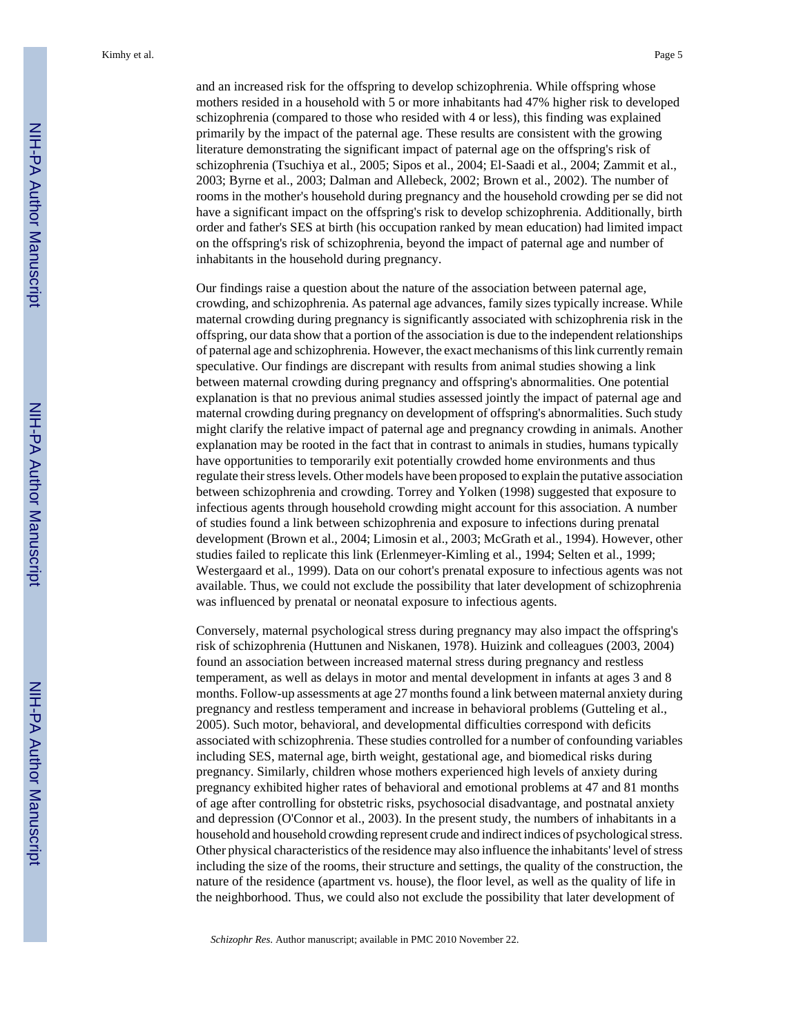and an increased risk for the offspring to develop schizophrenia. While offspring whose mothers resided in a household with 5 or more inhabitants had 47% higher risk to developed schizophrenia (compared to those who resided with 4 or less), this finding was explained primarily by the impact of the paternal age. These results are consistent with the growing literature demonstrating the significant impact of paternal age on the offspring's risk of schizophrenia (Tsuchiya et al., 2005; Sipos et al., 2004; El-Saadi et al., 2004; Zammit et al., 2003; Byrne et al., 2003; Dalman and Allebeck, 2002; Brown et al., 2002). The number of rooms in the mother's household during pregnancy and the household crowding per se did not have a significant impact on the offspring's risk to develop schizophrenia. Additionally, birth order and father's SES at birth (his occupation ranked by mean education) had limited impact on the offspring's risk of schizophrenia, beyond the impact of paternal age and number of inhabitants in the household during pregnancy.

Our findings raise a question about the nature of the association between paternal age, crowding, and schizophrenia. As paternal age advances, family sizes typically increase. While maternal crowding during pregnancy is significantly associated with schizophrenia risk in the offspring, our data show that a portion of the association is due to the independent relationships of paternal age and schizophrenia. However, the exact mechanisms of this link currently remain speculative. Our findings are discrepant with results from animal studies showing a link between maternal crowding during pregnancy and offspring's abnormalities. One potential explanation is that no previous animal studies assessed jointly the impact of paternal age and maternal crowding during pregnancy on development of offspring's abnormalities. Such study might clarify the relative impact of paternal age and pregnancy crowding in animals. Another explanation may be rooted in the fact that in contrast to animals in studies, humans typically have opportunities to temporarily exit potentially crowded home environments and thus regulate their stress levels. Other models have been proposed to explain the putative association between schizophrenia and crowding. Torrey and Yolken (1998) suggested that exposure to infectious agents through household crowding might account for this association. A number of studies found a link between schizophrenia and exposure to infections during prenatal development (Brown et al., 2004; Limosin et al., 2003; McGrath et al., 1994). However, other studies failed to replicate this link (Erlenmeyer-Kimling et al., 1994; Selten et al., 1999; Westergaard et al., 1999). Data on our cohort's prenatal exposure to infectious agents was not available. Thus, we could not exclude the possibility that later development of schizophrenia was influenced by prenatal or neonatal exposure to infectious agents.

Conversely, maternal psychological stress during pregnancy may also impact the offspring's risk of schizophrenia (Huttunen and Niskanen, 1978). Huizink and colleagues (2003, 2004) found an association between increased maternal stress during pregnancy and restless temperament, as well as delays in motor and mental development in infants at ages 3 and 8 months. Follow-up assessments at age 27 months found a link between maternal anxiety during pregnancy and restless temperament and increase in behavioral problems (Gutteling et al., 2005). Such motor, behavioral, and developmental difficulties correspond with deficits associated with schizophrenia. These studies controlled for a number of confounding variables including SES, maternal age, birth weight, gestational age, and biomedical risks during pregnancy. Similarly, children whose mothers experienced high levels of anxiety during pregnancy exhibited higher rates of behavioral and emotional problems at 47 and 81 months of age after controlling for obstetric risks, psychosocial disadvantage, and postnatal anxiety and depression (O'Connor et al., 2003). In the present study, the numbers of inhabitants in a household and household crowding represent crude and indirect indices of psychological stress. Other physical characteristics of the residence may also influence the inhabitants' level of stress including the size of the rooms, their structure and settings, the quality of the construction, the nature of the residence (apartment vs. house), the floor level, as well as the quality of life in the neighborhood. Thus, we could also not exclude the possibility that later development of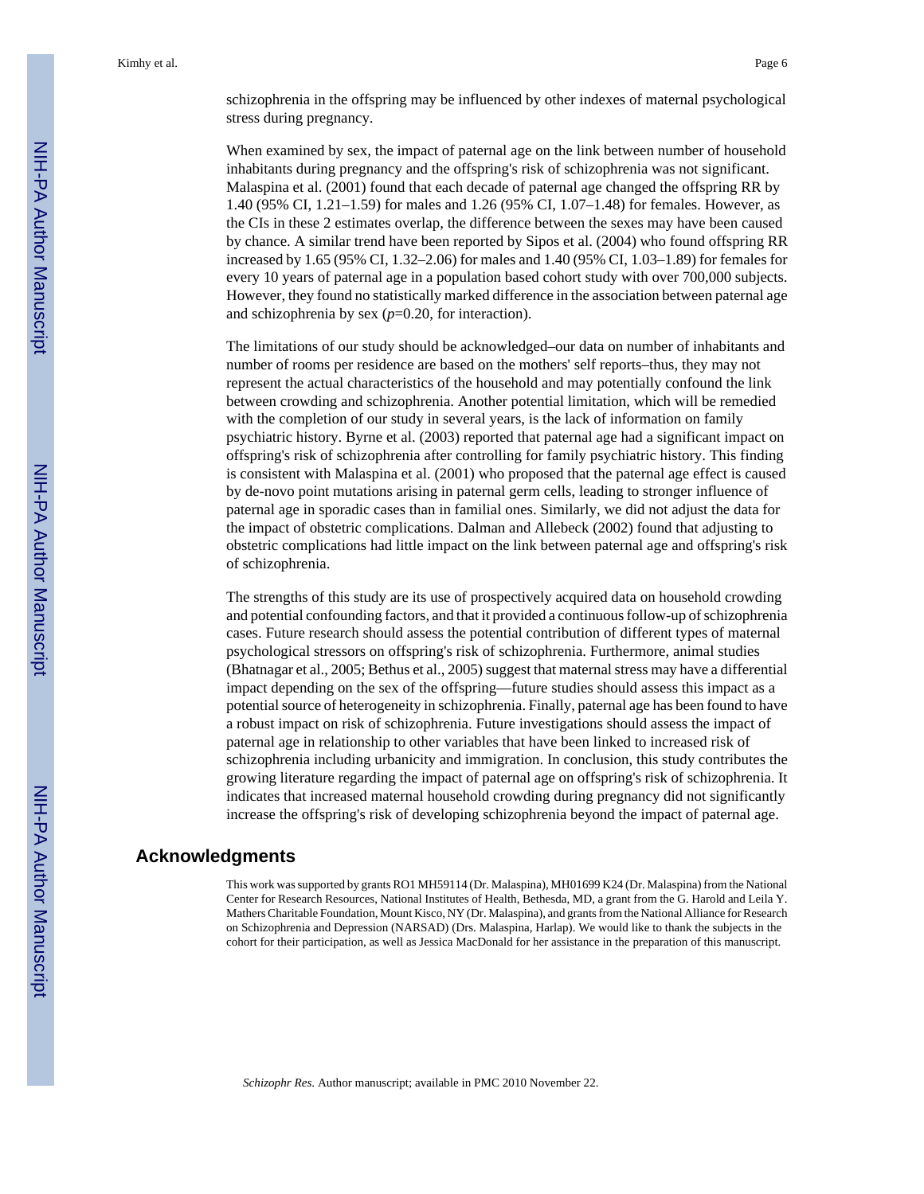schizophrenia in the offspring may be influenced by other indexes of maternal psychological stress during pregnancy.

When examined by sex, the impact of paternal age on the link between number of household inhabitants during pregnancy and the offspring's risk of schizophrenia was not significant. Malaspina et al. (2001) found that each decade of paternal age changed the offspring RR by 1.40 (95% CI, 1.21–1.59) for males and 1.26 (95% CI, 1.07–1.48) for females. However, as the CIs in these 2 estimates overlap, the difference between the sexes may have been caused by chance. A similar trend have been reported by Sipos et al. (2004) who found offspring RR increased by 1.65 (95% CI, 1.32–2.06) for males and 1.40 (95% CI, 1.03–1.89) for females for every 10 years of paternal age in a population based cohort study with over 700,000 subjects. However, they found no statistically marked difference in the association between paternal age and schizophrenia by sex ($p$=0.20, for interaction).

The limitations of our study should be acknowledged–our data on number of inhabitants and number of rooms per residence are based on the mothers' self reports–thus, they may not represent the actual characteristics of the household and may potentially confound the link between crowding and schizophrenia. Another potential limitation, which will be remedied with the completion of our study in several years, is the lack of information on family psychiatric history. Byrne et al. (2003) reported that paternal age had a significant impact on offspring's risk of schizophrenia after controlling for family psychiatric history. This finding is consistent with Malaspina et al. (2001) who proposed that the paternal age effect is caused by de-novo point mutations arising in paternal germ cells, leading to stronger influence of paternal age in sporadic cases than in familial ones. Similarly, we did not adjust the data for the impact of obstetric complications. Dalman and Allebeck (2002) found that adjusting to obstetric complications had little impact on the link between paternal age and offspring's risk of schizophrenia.

The strengths of this study are its use of prospectively acquired data on household crowding and potential confounding factors, and that it provided a continuous follow-up of schizophrenia cases. Future research should assess the potential contribution of different types of maternal psychological stressors on offspring's risk of schizophrenia. Furthermore, animal studies (Bhatnagar et al., 2005; Bethus et al., 2005) suggest that maternal stress may have a differential impact depending on the sex of the offspring—future studies should assess this impact as a potential source of heterogeneity in schizophrenia. Finally, paternal age has been found to have a robust impact on risk of schizophrenia. Future investigations should assess the impact of paternal age in relationship to other variables that have been linked to increased risk of schizophrenia including urbanicity and immigration. In conclusion, this study contributes the growing literature regarding the impact of paternal age on offspring's risk of schizophrenia. It indicates that increased maternal household crowding during pregnancy did not significantly increase the offspring's risk of developing schizophrenia beyond the impact of paternal age.

## Acknowledgments

This work was supported by grants RO1 MH59114 (Dr. Malaspina), MH01699 K24 (Dr. Malaspina) from the National Center for Research Resources, National Institutes of Health, Bethesda, MD, a grant from the G. Harold and Leila Y. Mathers Charitable Foundation, Mount Kisco, NY (Dr. Malaspina), and grants from the National Alliance for Research on Schizophrenia and Depression (NARSAD) (Drs. Malaspina, Harlap). We would like to thank the subjects in the cohort for their participation, as well as Jessica MacDonald for her assistance in the preparation of this manuscript.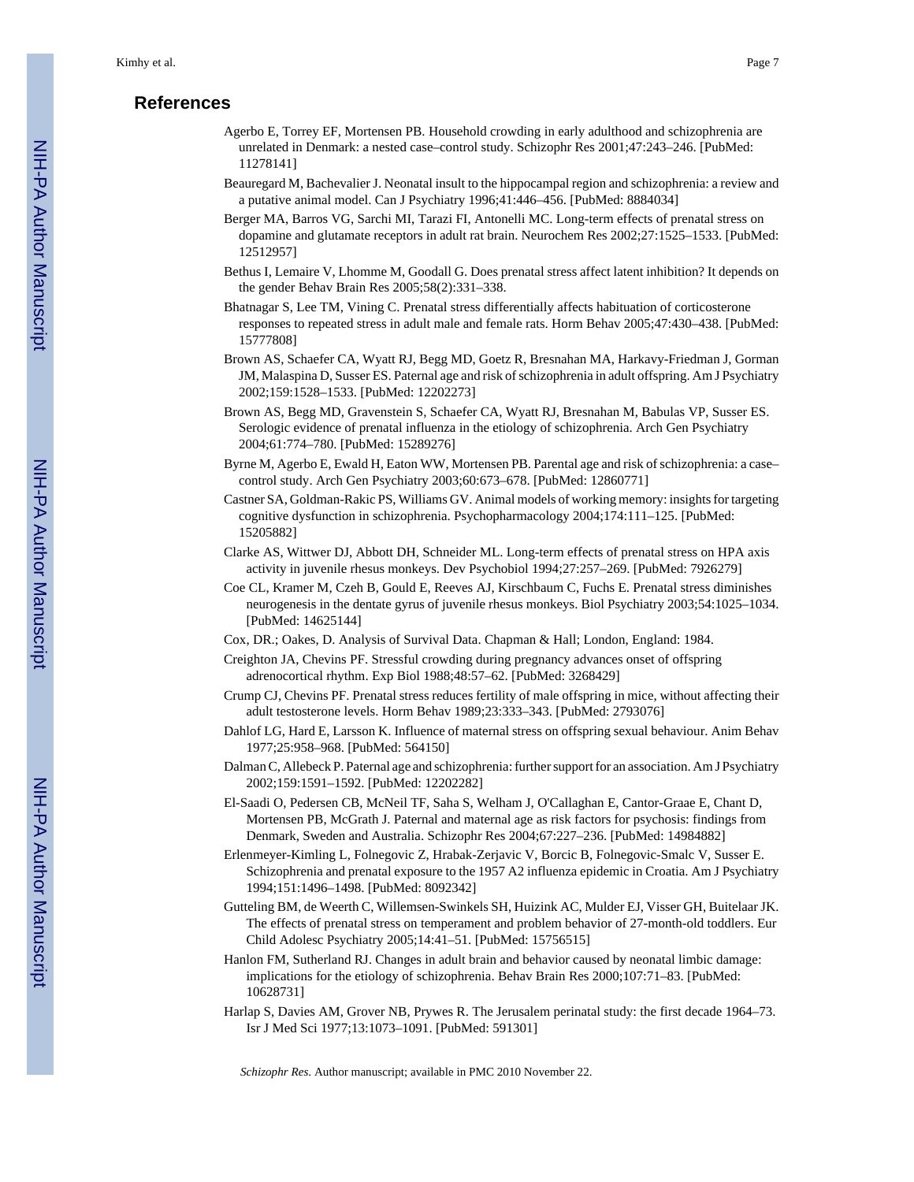## References

Agerbo E, Torrey EF, Mortensen PB. Household crowding in early adulthood and schizophrenia are unrelated in Denmark: a nested case–control study. Schizophr Res 2001;47:243–246. [PubMed: 11278141]

Beauregard M, Bachevalier J. Neonatal insult to the hippocampal region and schizophrenia: a review and a putative animal model. Can J Psychiatry 1996;41:446–456. [PubMed: 8884034]

Berger MA, Barros VG, Sarchi MI, Tarazi FI, Antonelli MC. Long-term effects of prenatal stress on dopamine and glutamate receptors in adult rat brain. Neurochem Res 2002;27:1525–1533. [PubMed: 12512957]

Bethus I, Lemaire V, Lhomme M, Goodall G. Does prenatal stress affect latent inhibition? It depends on the gender Behav Brain Res 2005;58(2):331–338.

Bhatnagar S, Lee TM, Vining C. Prenatal stress differentially affects habituation of corticosterone responses to repeated stress in adult male and female rats. Horm Behav 2005;47:430–438. [PubMed: 15777808]

Brown AS, Schaefer CA, Wyatt RJ, Begg MD, Goetz R, Bresnahan MA, Harkavy-Friedman J, Gorman JM, Malaspina D, Susser ES. Paternal age and risk of schizophrenia in adult offspring. Am J Psychiatry 2002;159:1528–1533. [PubMed: 12202273]

Brown AS, Begg MD, Gravenstein S, Schaefer CA, Wyatt RJ, Bresnahan M, Babulas VP, Susser ES. Serologic evidence of prenatal influenza in the etiology of schizophrenia. Arch Gen Psychiatry 2004;61:774–780. [PubMed: 15289276]

Byrne M, Agerbo E, Ewald H, Eaton WW, Mortensen PB. Parental age and risk of schizophrenia: a case–control study. Arch Gen Psychiatry 2003;60:673–678. [PubMed: 12860771]

Castner SA, Goldman-Rakic PS, Williams GV. Animal models of working memory: insights for targeting cognitive dysfunction in schizophrenia. Psychopharmacology 2004;174:111–125. [PubMed: 15205882]

Clarke AS, Wittwer DJ, Abbott DH, Schneider ML. Long-term effects of prenatal stress on HPA axis activity in juvenile rhesus monkeys. Dev Psychobiol 1994;27:257–269. [PubMed: 7926279]

Coe CL, Kramer M, Czeh B, Gould E, Reeves AJ, Kirschbaum C, Fuchs E. Prenatal stress diminishes neurogenesis in the dentate gyrus of juvenile rhesus monkeys. Biol Psychiatry 2003;54:1025–1034. [PubMed: 14625144]

Cox, DR.; Oakes, D. Analysis of Survival Data. Chapman & Hall; London, England: 1984.

Creighton JA, Chevins PF. Stressful crowding during pregnancy advances onset of offspring adrenocortical rhythm. Exp Biol 1988;48:57–62. [PubMed: 3268429]

Crump CJ, Chevins PF. Prenatal stress reduces fertility of male offspring in mice, without affecting their adult testosterone levels. Horm Behav 1989;23:333–343. [PubMed: 2793076]

Dahlof LG, Hard E, Larsson K. Influence of maternal stress on offspring sexual behaviour. Anim Behav 1977;25:958–968. [PubMed: 564150]

Dalman C, Allebeck P. Paternal age and schizophrenia: further support for an association. Am J Psychiatry 2002;159:1591–1592. [PubMed: 12202282]

El-Saadi O, Pedersen CB, McNeil TF, Saha S, Welham J, O'Callaghan E, Cantor-Graae E, Chant D, Mortensen PB, McGrath J. Paternal and maternal age as risk factors for psychosis: findings from Denmark, Sweden and Australia. Schizophr Res 2004;67:227–236. [PubMed: 14984882]

Erlenmeyer-Kimling L, Folnegovic Z, Hrabak-Zerjavic V, Borcic B, Folnegovic-Smalc V, Susser E. Schizophrenia and prenatal exposure to the 1957 A2 influenza epidemic in Croatia. Am J Psychiatry 1994;151:1496–1498. [PubMed: 8092342]

Gutteling BM, de Weerth C, Willemsen-Swinkels SH, Huizink AC, Mulder EJ, Visser GH, Buitelaar JK. The effects of prenatal stress on temperament and problem behavior of 27-month-old toddlers. Eur Child Adolesc Psychiatry 2005;14:41–51. [PubMed: 15756515]

Hanlon FM, Sutherland RJ. Changes in adult brain and behavior caused by neonatal limbic damage: implications for the etiology of schizophrenia. Behav Brain Res 2000;107:71–83. [PubMed: 10628731]

Harlap S, Davies AM, Grover NB, Prywes R. The Jerusalem perinatal study: the first decade 1964–73. Isr J Med Sci 1977;13:1073–1091. [PubMed: 591301]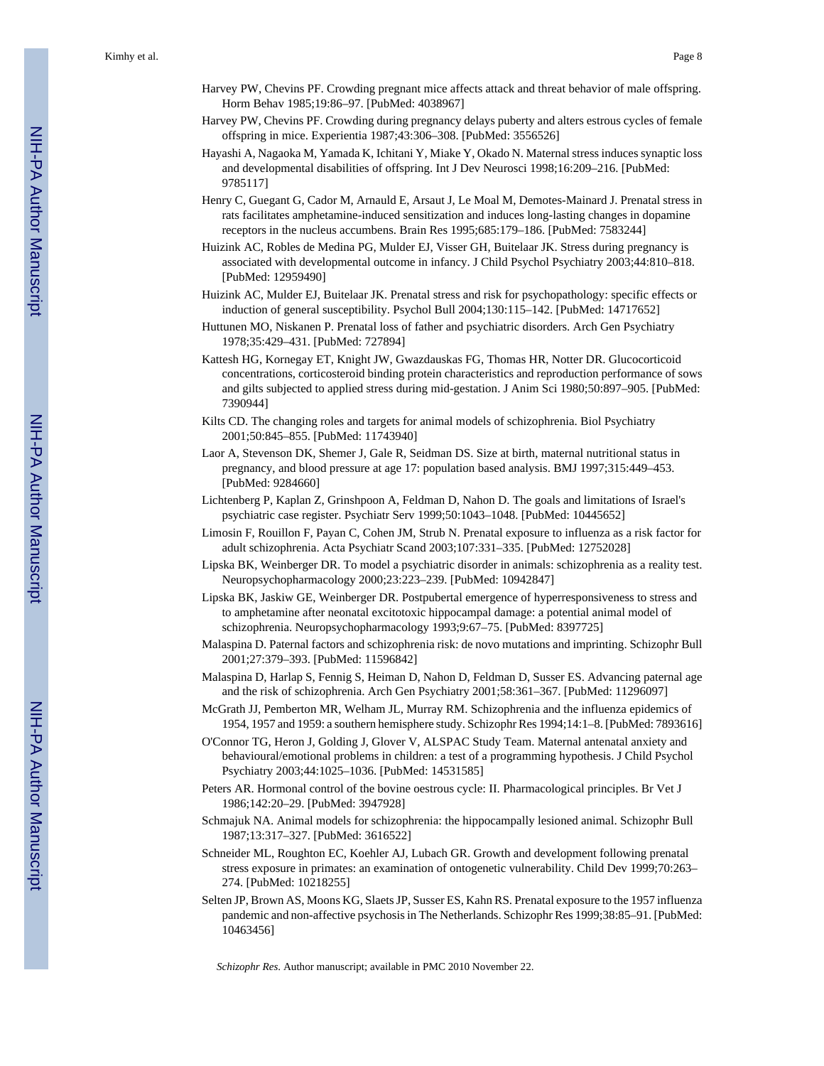Harvey PW, Chevins PF. Crowding pregnant mice affects attack and threat behavior of male offspring. Horm Behav 1985;19:86–97. [PubMed: 4038967]

Harvey PW, Chevins PF. Crowding during pregnancy delays puberty and alters estrous cycles of female offspring in mice. Experientia 1987;43:306–308. [PubMed: 3556526]

Hayashi A, Nagaoka M, Yamada K, Ichitani Y, Miake Y, Okado N. Maternal stress induces synaptic loss and developmental disabilities of offspring. Int J Dev Neurosci 1998;16:209–216. [PubMed: 9785117]

Henry C, Guegant G, Cador M, Arnauld E, Arsaut J, Le Moal M, Demotes-Mainard J. Prenatal stress in rats facilitates amphetamine-induced sensitization and induces long-lasting changes in dopamine receptors in the nucleus accumbens. Brain Res 1995;685:179–186. [PubMed: 7583244]

Huizink AC, Robles de Medina PG, Mulder EJ, Visser GH, Buitelaar JK. Stress during pregnancy is associated with developmental outcome in infancy. J Child Psychol Psychiatry 2003;44:810–818. [PubMed: 12959490]

Huizink AC, Mulder EJ, Buitelaar JK. Prenatal stress and risk for psychopathology: specific effects or induction of general susceptibility. Psychol Bull 2004;130:115–142. [PubMed: 14717652]

Huttunen MO, Niskanen P. Prenatal loss of father and psychiatric disorders. Arch Gen Psychiatry 1978;35:429–431. [PubMed: 727894]

Kattesh HG, Kornegay ET, Knight JW, Gwazdauskas FG, Thomas HR, Notter DR. Glucocorticoid concentrations, corticosteroid binding protein characteristics and reproduction performance of sows and gilts subjected to applied stress during mid-gestation. J Anim Sci 1980;50:897–905. [PubMed: 7390944]

Kilts CD. The changing roles and targets for animal models of schizophrenia. Biol Psychiatry 2001;50:845–855. [PubMed: 11743940]

Laor A, Stevenson DK, Shemer J, Gale R, Seidman DS. Size at birth, maternal nutritional status in pregnancy, and blood pressure at age 17: population based analysis. BMJ 1997;315:449–453. [PubMed: 9284660]

Lichtenberg P, Kaplan Z, Grinshpoon A, Feldman D, Nahon D. The goals and limitations of Israel's psychiatric case register. Psychiatr Serv 1999;50:1043–1048. [PubMed: 10445652]

Limosin F, Rouillon F, Payan C, Cohen JM, Strub N. Prenatal exposure to influenza as a risk factor for adult schizophrenia. Acta Psychiatr Scand 2003;107:331–335. [PubMed: 12752028]

Lipska BK, Weinberger DR. To model a psychiatric disorder in animals: schizophrenia as a reality test. Neuropsychopharmacology 2000;23:223–239. [PubMed: 10942847]

Lipska BK, Jaskiw GE, Weinberger DR. Postpubertal emergence of hyperresponsiveness to stress and to amphetamine after neonatal excitotoxic hippocampal damage: a potential animal model of schizophrenia. Neuropsychopharmacology 1993;9:67–75. [PubMed: 8397725]

Malaspina D. Paternal factors and schizophrenia risk: de novo mutations and imprinting. Schizophr Bull 2001;27:379–393. [PubMed: 11596842]

Malaspina D, Harlap S, Fennig S, Heiman D, Nahon D, Feldman D, Susser ES. Advancing paternal age and the risk of schizophrenia. Arch Gen Psychiatry 2001;58:361–367. [PubMed: 11296097]

McGrath JJ, Pemberton MR, Welham JL, Murray RM. Schizophrenia and the influenza epidemics of 1954, 1957 and 1959: a southern hemisphere study. Schizophr Res 1994;14:1–8. [PubMed: 7893616]

O'Connor TG, Heron J, Golding J, Glover V, ALSPAC Study Team. Maternal antenatal anxiety and behavioural/emotional problems in children: a test of a programming hypothesis. J Child Psychol Psychiatry 2003;44:1025–1036. [PubMed: 14531585]

Peters AR. Hormonal control of the bovine oestrous cycle: II. Pharmacological principles. Br Vet J 1986;142:20–29. [PubMed: 3947928]

Schmajuk NA. Animal models for schizophrenia: the hippocampally lesioned animal. Schizophr Bull 1987;13:317–327. [PubMed: 3616522]

Schneider ML, Roughton EC, Koehler AJ, Lubach GR. Growth and development following prenatal stress exposure in primates: an examination of ontogenetic vulnerability. Child Dev 1999;70:263–274. [PubMed: 10218255]

Selten JP, Brown AS, Moons KG, Slaets JP, Susser ES, Kahn RS. Prenatal exposure to the 1957 influenza pandemic and non-affective psychosis in The Netherlands. Schizophr Res 1999;38:85–91. [PubMed: 10463456]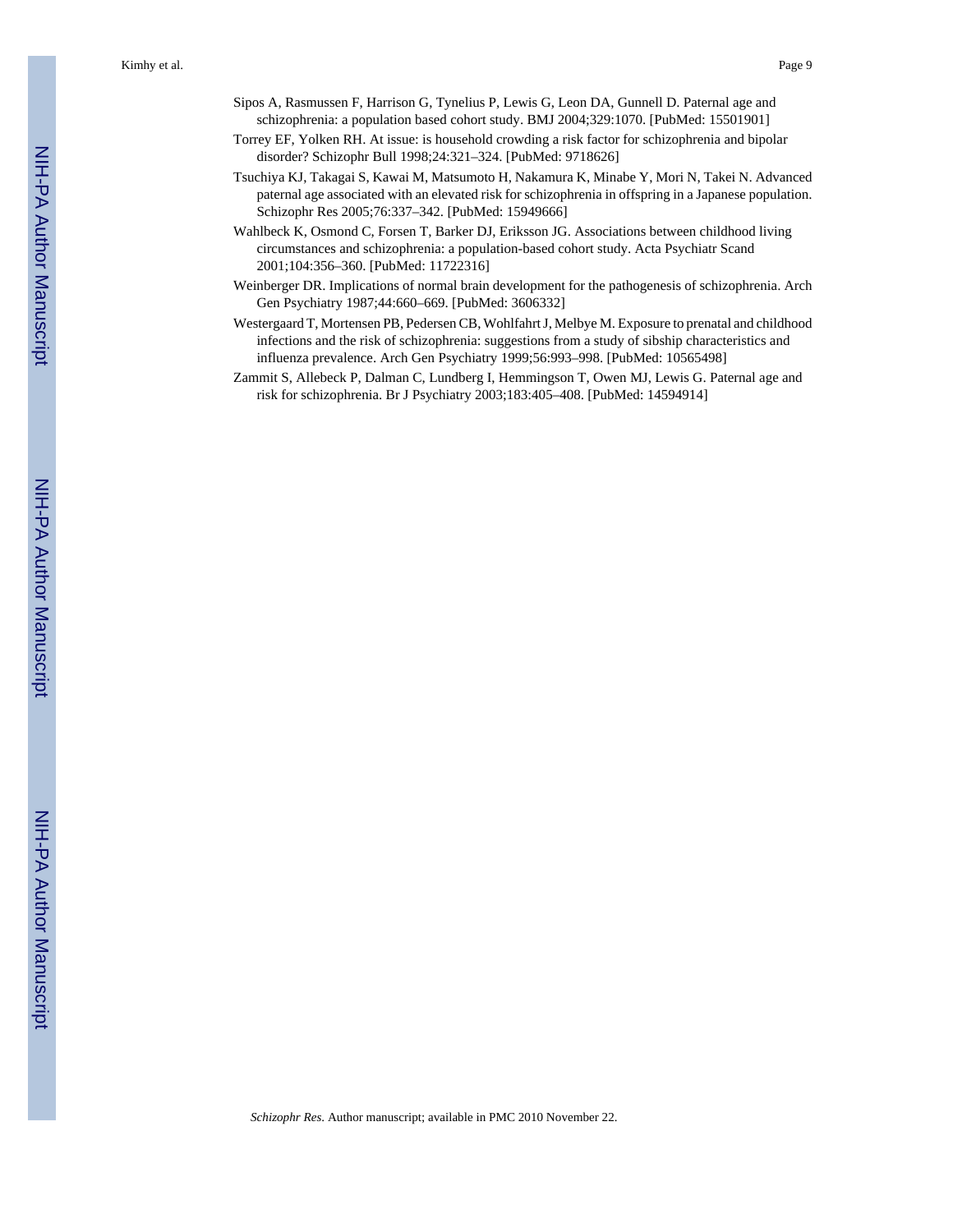Sipos A, Rasmussen F, Harrison G, Tynelius P, Lewis G, Leon DA, Gunnell D. Paternal age and schizophrenia: a population based cohort study. BMJ 2004;329:1070. [PubMed: 15501901]

Torrey EF, Yolken RH. At issue: is household crowding a risk factor for schizophrenia and bipolar disorder? Schizophr Bull 1998;24:321–324. [PubMed: 9718626]

Tsuchiya KJ, Takagai S, Kawai M, Matsumoto H, Nakamura K, Minabe Y, Mori N, Takei N. Advanced paternal age associated with an elevated risk for schizophrenia in offspring in a Japanese population. Schizophr Res 2005;76:337–342. [PubMed: 15949666]

Wahlbeck K, Osmond C, Forsen T, Barker DJ, Eriksson JG. Associations between childhood living circumstances and schizophrenia: a population-based cohort study. Acta Psychiatr Scand 2001;104:356–360. [PubMed: 11722316]

Weinberger DR. Implications of normal brain development for the pathogenesis of schizophrenia. Arch Gen Psychiatry 1987;44:660–669. [PubMed: 3606332]

Westergaard T, Mortensen PB, Pedersen CB, Wohlfahrt J, Melbye M. Exposure to prenatal and childhood infections and the risk of schizophrenia: suggestions from a study of sibship characteristics and influenza prevalence. Arch Gen Psychiatry 1999;56:993–998. [PubMed: 10565498]

Zammit S, Allebeck P, Dalman C, Lundberg I, Hemmingson T, Owen MJ, Lewis G. Paternal age and risk for schizophrenia. Br J Psychiatry 2003;183:405–408. [PubMed: 14594914]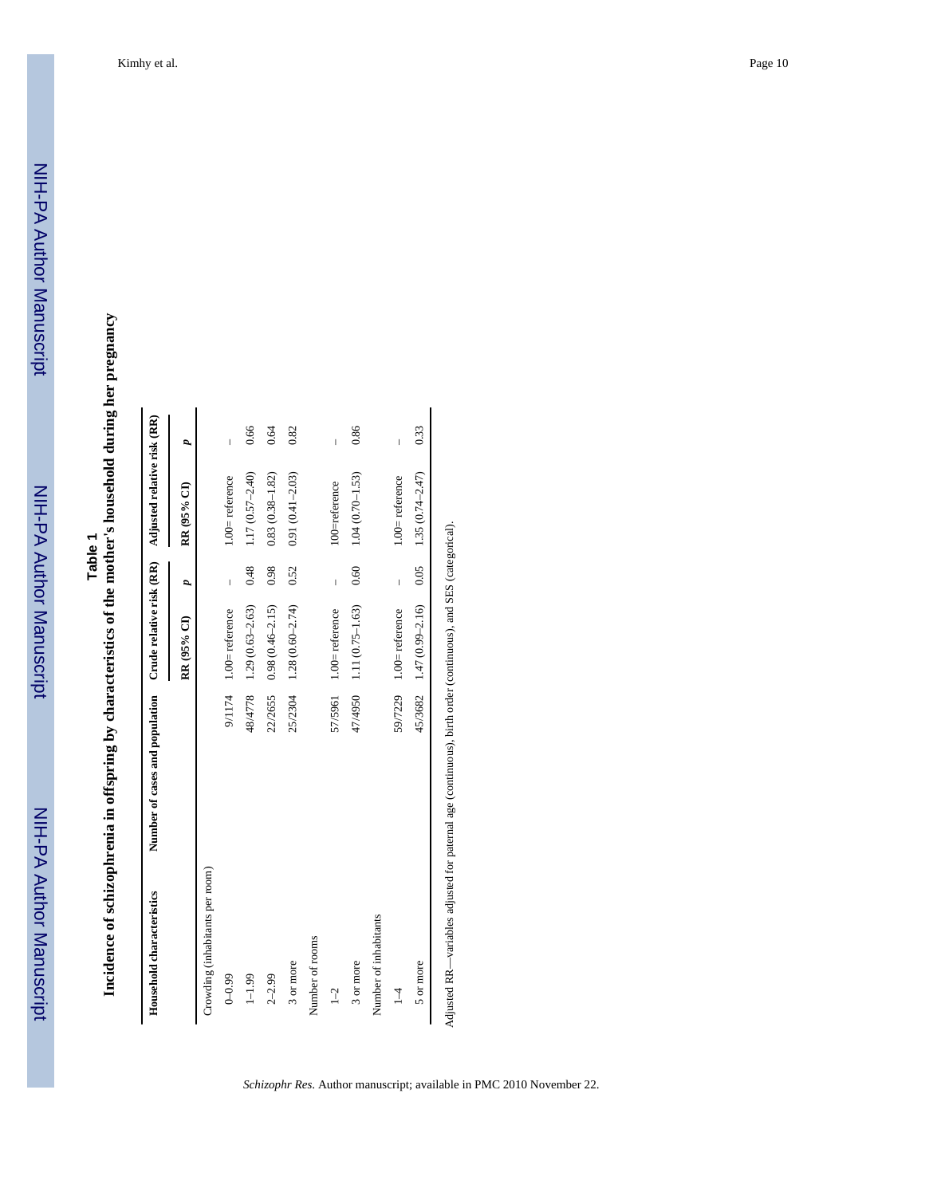## Table 1

**Incidence of schizophrenia in offspring by characteristics of the mother's household during her pregnancy**

| Household characteristics | Number of cases and population | Crude relative risk (RR) | | Adjusted relative risk (RR) | |
|---|---|---|---|---|---|
| | | RR (95% CI) | p | RR (95% CI) | p |
| Crowding (inhabitants per room) | | | | | |
| 0–0.99 | 9/1174 | 1.00= reference | – | 1.00= reference | – |
| 1–1.99 | 48/4778 | 1.29 (0.63–2.63) | 0.48 | 1.17 (0.57–2.40) | 0.66 |
| 2–2.99 | 22/2655 | 0.98 (0.46–2.15) | 0.98 | 0.83 (0.38–1.82) | 0.64 |
| 3 or more | 25/2304 | 1.28 (0.60–2.74) | 0.52 | 0.91 (0.41–2.03) | 0.82 |
| Number of rooms | | | | | |
| 1–2 | 57/5961 | 1.00= reference | – | 100=reference | – |
| 3 or more | 47/4950 | 1.11 (0.75–1.63) | 0.60 | 1.04 (0.70–1.53) | 0.86 |
| Number of inhabitants | | | | | |
| 1–4 | 59/7229 | 1.00= reference | – | 1.00= reference | – |
| 5 or more | 45/3682 | 1.47 (0.99–2.16) | 0.05 | 1.35 (0.74–2.47) | 0.33 |

Adjusted RR—variables adjusted for paternal age (continuous), birth order (continuous), and SES (categorical).